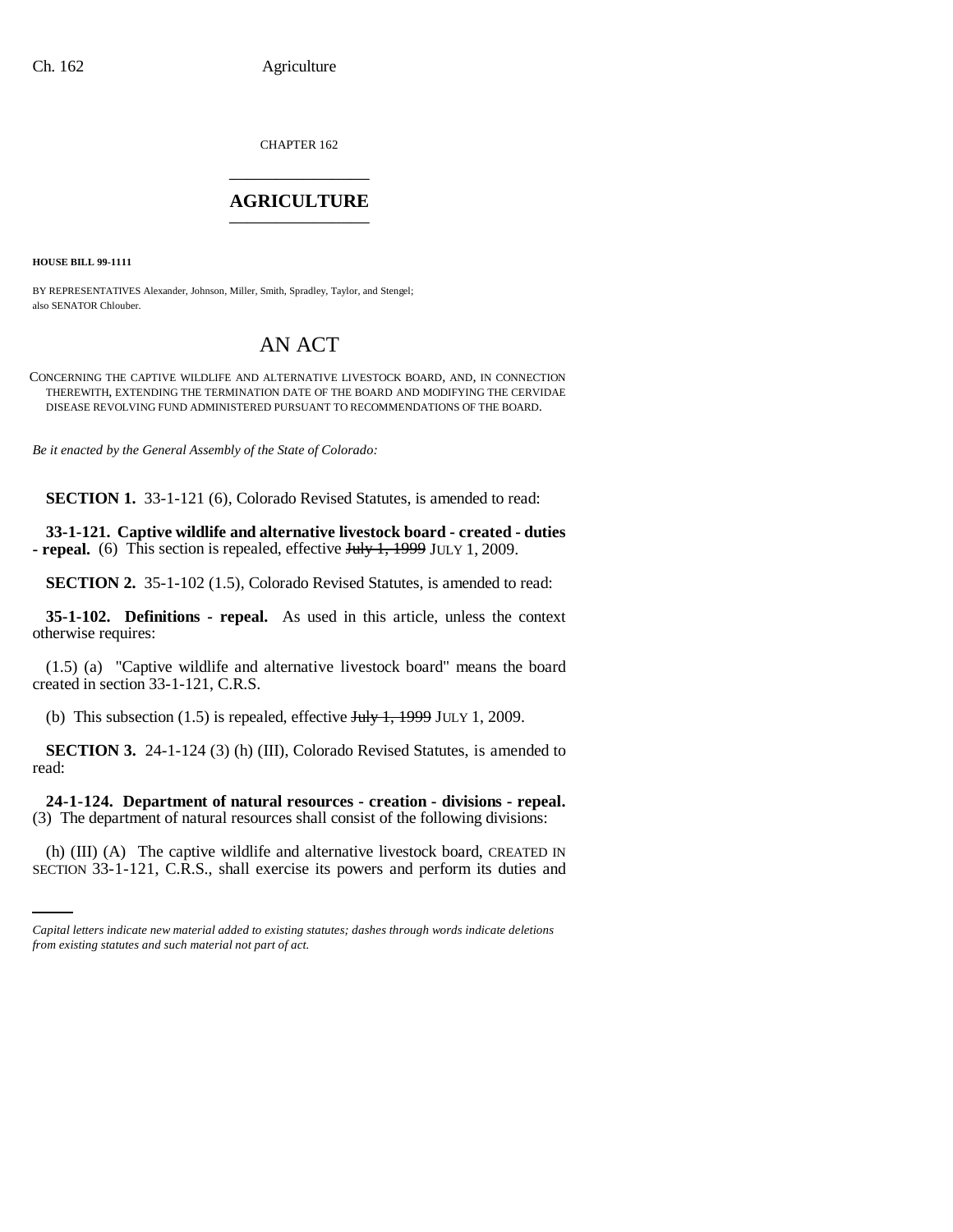CHAPTER 162

# AGRICULTURE

**HOUSE BILL 99-1111**

BY REPRESENTATIVES Alexander, Johnson, Miller, Smith, Spradley, Taylor, and Stengel;
also SENATOR Chlouber.

## AN ACT

CONCERNING THE CAPTIVE WILDLIFE AND ALTERNATIVE LIVESTOCK BOARD, AND, IN CONNECTION THEREWITH, EXTENDING THE TERMINATION DATE OF THE BOARD AND MODIFYING THE CERVIDAE DISEASE REVOLVING FUND ADMINISTERED PURSUANT TO RECOMMENDATIONS OF THE BOARD.

*Be it enacted by the General Assembly of the State of Colorado:*

**SECTION 1.** 33-1-121 (6), Colorado Revised Statutes, is amended to read:

**33-1-121. Captive wildlife and alternative livestock board - created - duties - repeal.** (6) This section is repealed, effective ~~July 1, 1999~~ JULY 1, 2009.

**SECTION 2.** 35-1-102 (1.5), Colorado Revised Statutes, is amended to read:

**35-1-102. Definitions - repeal.** As used in this article, unless the context otherwise requires:

(1.5) (a) "Captive wildlife and alternative livestock board" means the board created in section 33-1-121, C.R.S.

(b) This subsection (1.5) is repealed, effective ~~July 1, 1999~~ JULY 1, 2009.

**SECTION 3.** 24-1-124 (3) (h) (III), Colorado Revised Statutes, is amended to read:

**24-1-124. Department of natural resources - creation - divisions - repeal.** (3) The department of natural resources shall consist of the following divisions:

(h) (III) (A) The captive wildlife and alternative livestock board, CREATED IN SECTION 33-1-121, C.R.S., shall exercise its powers and perform its duties and

*Capital letters indicate new material added to existing statutes; dashes through words indicate deletions from existing statutes and such material not part of act.*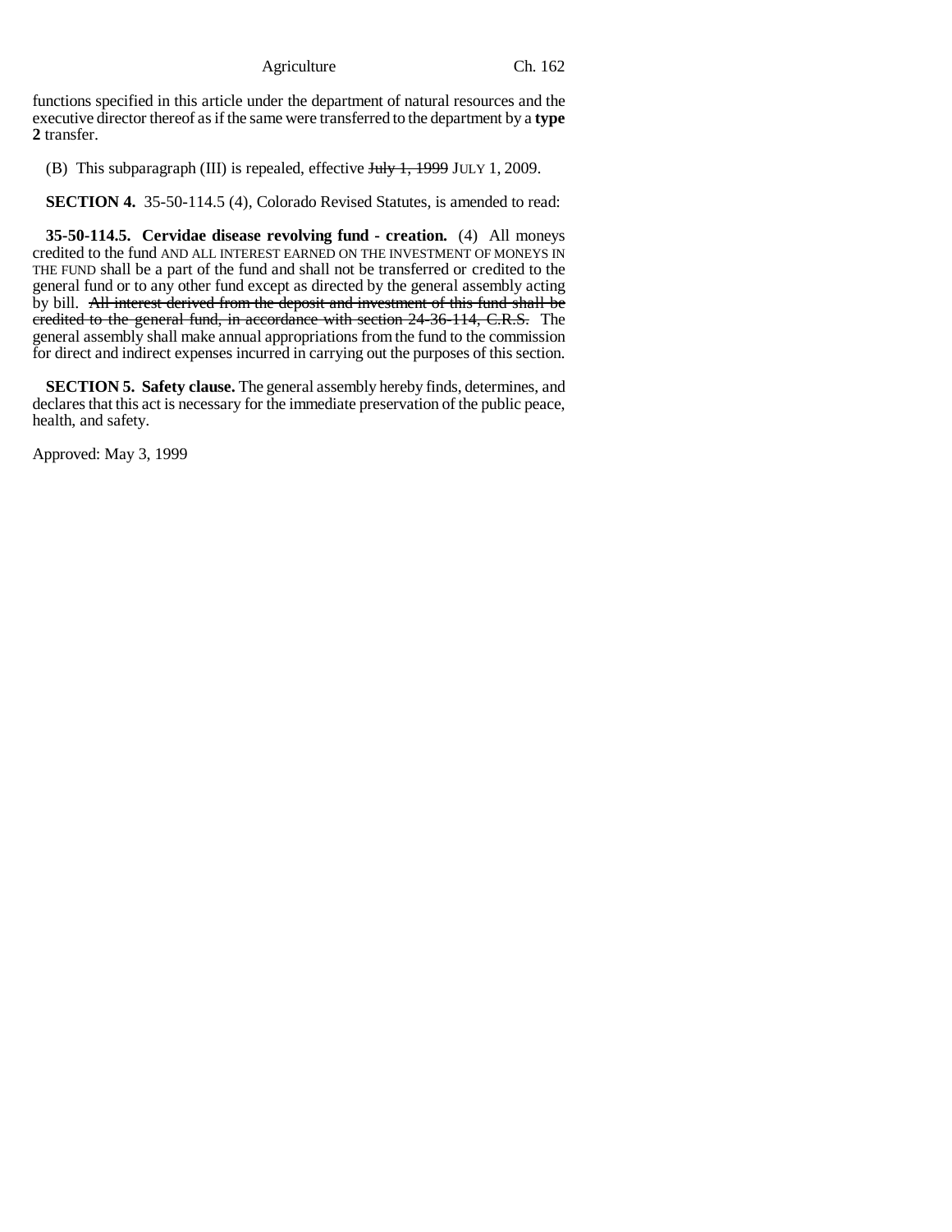functions specified in this article under the department of natural resources and the executive director thereof as if the same were transferred to the department by a **type 2** transfer.

(B) This subparagraph (III) is repealed, effective ~~July 1, 1999~~ JULY 1, 2009.

**SECTION 4.** 35-50-114.5 (4), Colorado Revised Statutes, is amended to read:

**35-50-114.5. Cervidae disease revolving fund - creation.** (4) All moneys credited to the fund AND ALL INTEREST EARNED ON THE INVESTMENT OF MONEYS IN THE FUND shall be a part of the fund and shall not be transferred or credited to the general fund or to any other fund except as directed by the general assembly acting by bill. ~~All interest derived from the deposit and investment of this fund shall be credited to the general fund, in accordance with section 24-36-114, C.R.S.~~ The general assembly shall make annual appropriations from the fund to the commission for direct and indirect expenses incurred in carrying out the purposes of this section.

**SECTION 5. Safety clause.** The general assembly hereby finds, determines, and declares that this act is necessary for the immediate preservation of the public peace, health, and safety.

Approved: May 3, 1999